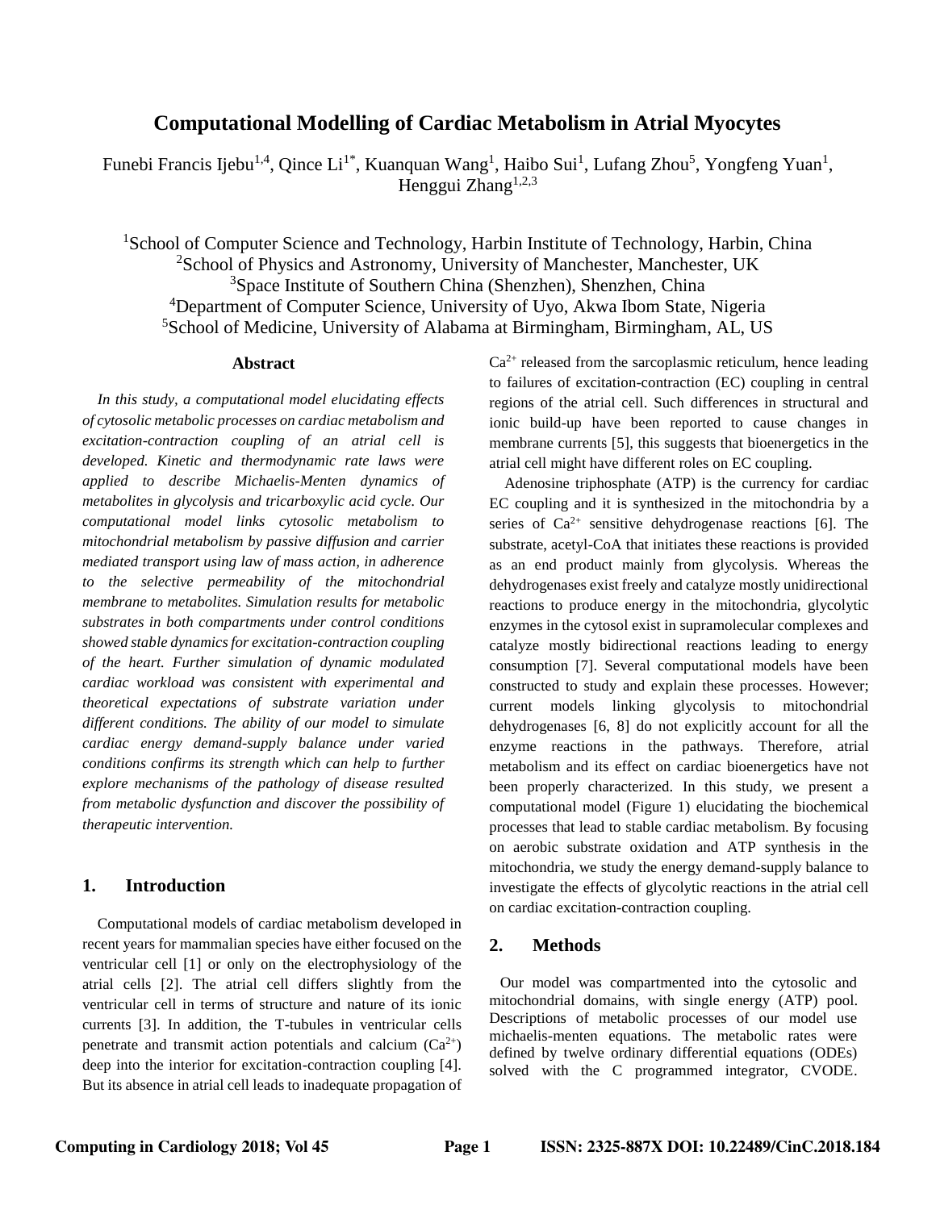# Computational Modelling of Cardiac Metabolism in Atrial Myocytes

Funebi Francis Ijebu[1,4], Qince Li[1*], Kuanquan Wang[1], Haibo Sui[1], Lufang Zhou[5], Yongfeng Yuan[1], Henggui Zhang[1,2,3]

[1]School of Computer Science and Technology, Harbin Institute of Technology, Harbin, China
[2]School of Physics and Astronomy, University of Manchester, Manchester, UK
[3]Space Institute of Southern China (Shenzhen), Shenzhen, China
[4]Department of Computer Science, University of Uyo, Akwa Ibom State, Nigeria
[5]School of Medicine, University of Alabama at Birmingham, Birmingham, AL, US

### Abstract

*In this study, a computational model elucidating effects of cytosolic metabolic processes on cardiac metabolism and excitation-contraction coupling of an atrial cell is developed. Kinetic and thermodynamic rate laws were applied to describe Michaelis-Menten dynamics of metabolites in glycolysis and tricarboxylic acid cycle. Our computational model links cytosolic metabolism to mitochondrial metabolism by passive diffusion and carrier mediated transport using law of mass action, in adherence to the selective permeability of the mitochondrial membrane to metabolites. Simulation results for metabolic substrates in both compartments under control conditions showed stable dynamics for excitation-contraction coupling of the heart. Further simulation of dynamic modulated cardiac workload was consistent with experimental and theoretical expectations of substrate variation under different conditions. The ability of our model to simulate cardiac energy demand-supply balance under varied conditions confirms its strength which can help to further explore mechanisms of the pathology of disease resulted from metabolic dysfunction and discover the possibility of therapeutic intervention.*

## 1. Introduction

Computational models of cardiac metabolism developed in recent years for mammalian species have either focused on the ventricular cell [1] or only on the electrophysiology of the atrial cells [2]. The atrial cell differs slightly from the ventricular cell in terms of structure and nature of its ionic currents [3]. In addition, the T-tubules in ventricular cells penetrate and transmit action potentials and calcium ($Ca^{2+}$) deep into the interior for excitation-contraction coupling [4]. But its absence in atrial cell leads to inadequate propagation of $Ca^{2+}$ released from the sarcoplasmic reticulum, hence leading to failures of excitation-contraction (EC) coupling in central regions of the atrial cell. Such differences in structural and ionic build-up have been reported to cause changes in membrane currents [5], this suggests that bioenergetics in the atrial cell might have different roles on EC coupling.

Adenosine triphosphate (ATP) is the currency for cardiac EC coupling and it is synthesized in the mitochondria by a series of $Ca^{2+}$ sensitive dehydrogenase reactions [6]. The substrate, acetyl-CoA that initiates these reactions is provided as an end product mainly from glycolysis. Whereas the dehydrogenases exist freely and catalyze mostly unidirectional reactions to produce energy in the mitochondria, glycolytic enzymes in the cytosol exist in supramolecular complexes and catalyze mostly bidirectional reactions leading to energy consumption [7]. Several computational models have been constructed to study and explain these processes. However; current models linking glycolysis to mitochondrial dehydrogenases [6, 8] do not explicitly account for all the enzyme reactions in the pathways. Therefore, atrial metabolism and its effect on cardiac bioenergetics have not been properly characterized. In this study, we present a computational model (Figure 1) elucidating the biochemical processes that lead to stable cardiac metabolism. By focusing on aerobic substrate oxidation and ATP synthesis in the mitochondria, we study the energy demand-supply balance to investigate the effects of glycolytic reactions in the atrial cell on cardiac excitation-contraction coupling.

## 2. Methods

Our model was compartmented into the cytosolic and mitochondrial domains, with single energy (ATP) pool. Descriptions of metabolic processes of our model use michaelis-menten equations. The metabolic rates were defined by twelve ordinary differential equations (ODEs) solved with the C programmed integrator, CVODE.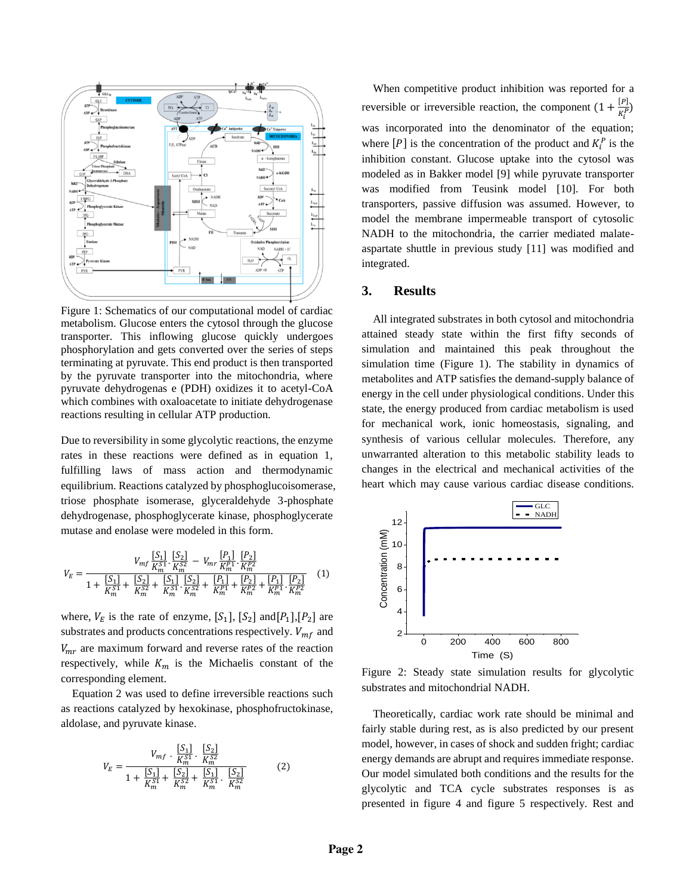Figure 1: Schematics of our computational model of cardiac metabolism. Glucose enters the cytosol through the glucose transporter. This inflowing glucose quickly undergoes phosphorylation and gets converted over the series of steps terminating at pyruvate. This end product is then transported by the pyruvate transporter into the mitochondria, where pyruvate dehydrogenas e (PDH) oxidizes it to acetyl-CoA which combines with oxaloacetate to initiate dehydrogenase reactions resulting in cellular ATP production.

Due to reversibility in some glycolytic reactions, the enzyme rates in these reactions were defined as in equation 1, fulfilling laws of mass action and thermodynamic equilibrium. Reactions catalyzed by phosphoglucoisomerase, triose phosphate isomerase, glyceraldehyde 3-phosphate dehydrogenase, phosphoglycerate kinase, phosphoglycerate mutase and enolase were modeled in this form.

$$V_E = \frac{V_{mf}\frac{[S_1]}{K_m^{S1}}\cdot\frac{[S_2]}{K_m^{S2}} - V_{mr}\frac{[P_1]}{K_m^{P1}}\cdot\frac{[P_2]}{K_m^{P2}}}{1+\frac{[S_1]}{K_m^{S1}}+\frac{[S_2]}{K_m^{S2}}+\frac{[S_1]}{K_m^{S1}}\cdot\frac{[S_2]}{K_m^{S2}}+\frac{[P_1]}{K_m^{P1}}+\frac{[P_2]}{K_m^{P2}}+\frac{[P_1]}{K_m^{P1}}\cdot\frac{[P_2]}{K_m^{P2}}} \quad (1)$$

where, $V_E$ is the rate of enzyme, $[S_1]$, $[S_2]$ and $[P_1]$, $[P_2]$ are substrates and products concentrations respectively. $V_{mf}$ and $V_{mr}$ are maximum forward and reverse rates of the reaction respectively, while $K_m$ is the Michaelis constant of the corresponding element.

Equation 2 was used to define irreversible reactions such as reactions catalyzed by hexokinase, phosphofructokinase, aldolase, and pyruvate kinase.

$$V_E = \frac{V_{mf}\cdot\frac{[S_1]}{K_m^{S1}}\cdot\frac{[S_2]}{K_m^{S2}}}{1+\frac{[S_1]}{K_m^{S1}}+\frac{[S_2]}{K_m^{S2}}+\frac{[S_1]}{K_m^{S1}}\cdot\frac{[S_2]}{K_m^{S2}}} \quad (2)$$

When competitive product inhibition was reported for a reversible or irreversible reaction, the component $(1+\frac{[P]}{K_i^P})$ was incorporated into the denominator of the equation; where $[P]$ is the concentration of the product and $K_i^P$ is the inhibition constant. Glucose uptake into the cytosol was modeled as in Bakker model [9] while pyruvate transporter was modified from Teusink model [10]. For both transporters, passive diffusion was assumed. However, to model the membrane impermeable transport of cytosolic NADH to the mitochondria, the carrier mediated malate-aspartate shuttle in previous study [11] was modified and integrated.

## 3. Results

All integrated substrates in both cytosol and mitochondria attained steady state within the first fifty seconds of simulation and maintained this peak throughout the simulation time (Figure 1). The stability in dynamics of metabolites and ATP satisfies the demand-supply balance of energy in the cell under physiological conditions. Under this state, the energy produced from cardiac metabolism is used for mechanical work, ionic homeostasis, signaling, and synthesis of various cellular molecules. Therefore, any unwarranted alteration to this metabolic stability leads to changes in the electrical and mechanical activities of the heart which may cause various cardiac disease conditions.

Figure 2: Steady state simulation results for glycolytic substrates and mitochondrial NADH.

Theoretically, cardiac work rate should be minimal and fairly stable during rest, as is also predicted by our present model, however, in cases of shock and sudden fright; cardiac energy demands are abrupt and requires immediate response. Our model simulated both conditions and the results for the glycolytic and TCA cycle substrates responses is as presented in figure 4 and figure 5 respectively. Rest and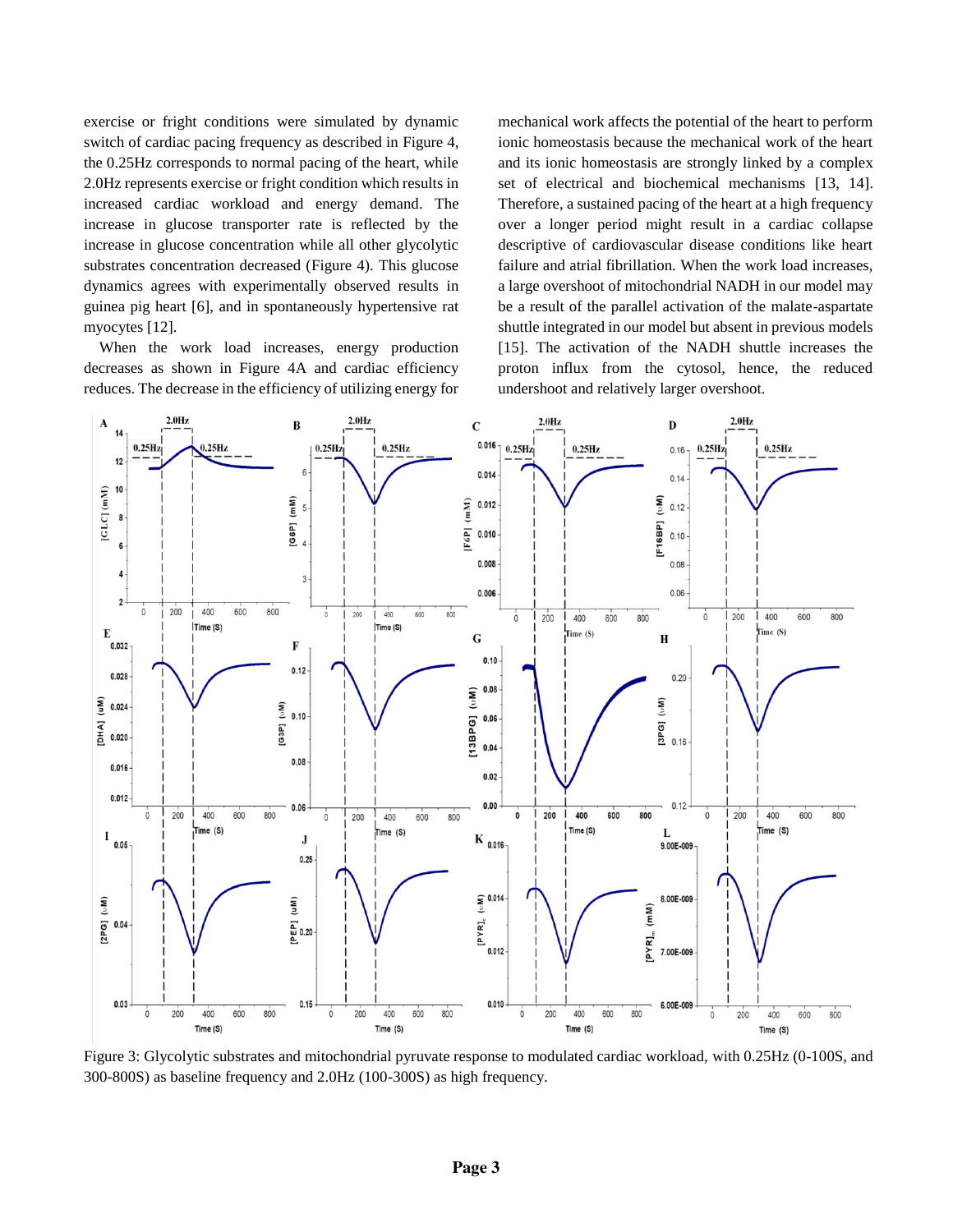exercise or fright conditions were simulated by dynamic switch of cardiac pacing frequency as described in Figure 4, the 0.25Hz corresponds to normal pacing of the heart, while 2.0Hz represents exercise or fright condition which results in increased cardiac workload and energy demand. The increase in glucose transporter rate is reflected by the increase in glucose concentration while all other glycolytic substrates concentration decreased (Figure 4). This glucose dynamics agrees with experimentally observed results in guinea pig heart [6], and in spontaneously hypertensive rat myocytes [12].

When the work load increases, energy production decreases as shown in Figure 4A and cardiac efficiency reduces. The decrease in the efficiency of utilizing energy for mechanical work affects the potential of the heart to perform ionic homeostasis because the mechanical work of the heart and its ionic homeostasis are strongly linked by a complex set of electrical and biochemical mechanisms [13, 14]. Therefore, a sustained pacing of the heart at a high frequency over a longer period might result in a cardiac collapse descriptive of cardiovascular disease conditions like heart failure and atrial fibrillation. When the work load increases, a large overshoot of mitochondrial NADH in our model may be a result of the parallel activation of the malate-aspartate shuttle integrated in our model but absent in previous models [15]. The activation of the NADH shuttle increases the proton influx from the cytosol, hence, the reduced undershoot and relatively larger overshoot.

Figure 3: Glycolytic substrates and mitochondrial pyruvate response to modulated cardiac workload, with 0.25Hz (0-100S, and 300-800S) as baseline frequency and 2.0Hz (100-300S) as high frequency.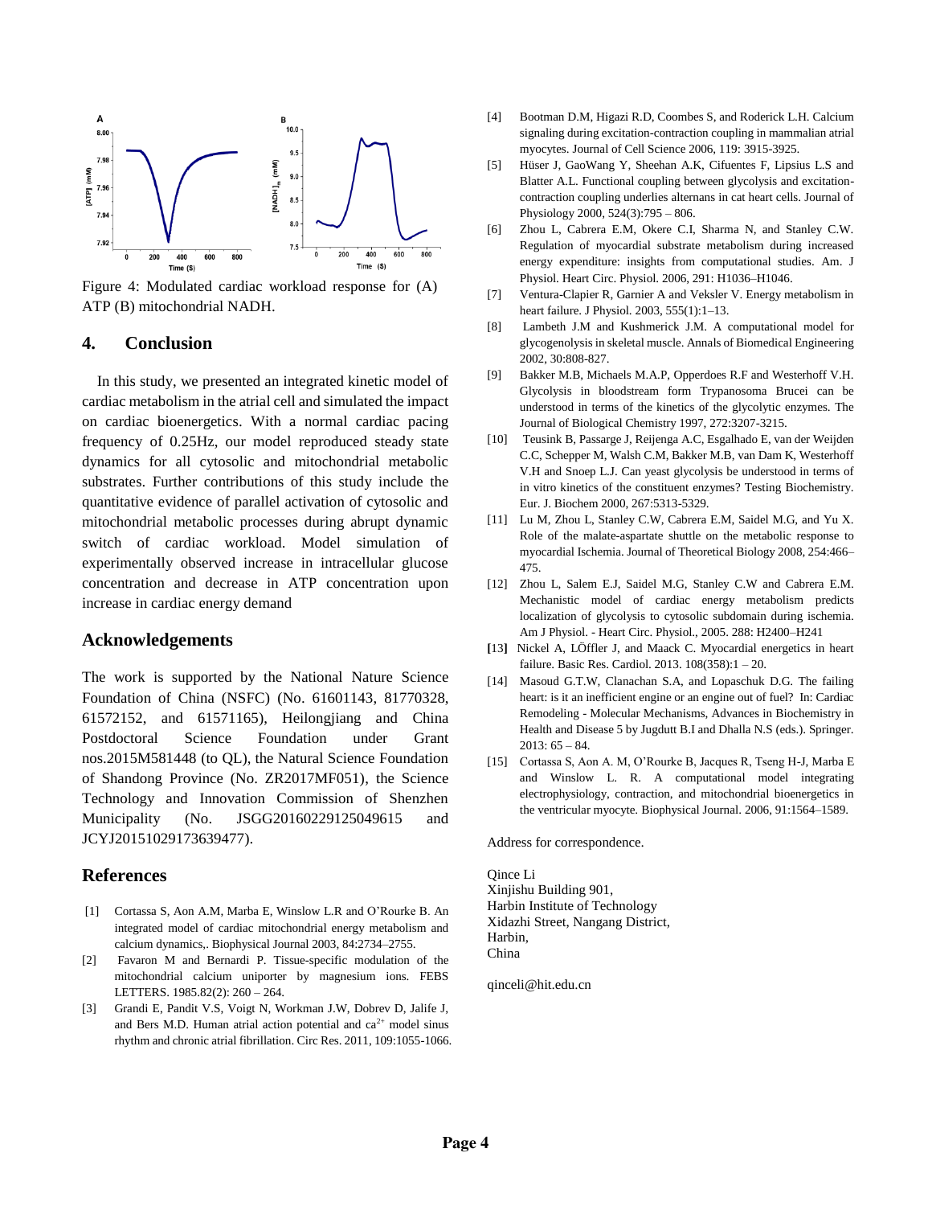A

8.00
7.98
7.96
7.94
7.92

[ATP] (mM)

0 200 400 600 800

Time (S)

B

10.0
9.5
9.0
8.5
8.0
7.5

$[NADH]_m$ (mM)

0 200 400 600 800

Time (S)

Figure 4: Modulated cardiac workload response for (A) ATP (B) mitochondrial NADH.

## 4. Conclusion

In this study, we presented an integrated kinetic model of cardiac metabolism in the atrial cell and simulated the impact on cardiac bioenergetics. With a normal cardiac pacing frequency of 0.25Hz, our model reproduced steady state dynamics for all cytosolic and mitochondrial metabolic substrates. Further contributions of this study include the quantitative evidence of parallel activation of cytosolic and mitochondrial metabolic processes during abrupt dynamic switch of cardiac workload. Model simulation of experimentally observed increase in intracellular glucose concentration and decrease in ATP concentration upon increase in cardiac energy demand

## Acknowledgements

The work is supported by the National Nature Science Foundation of China (NSFC) (No. 61601143, 81770328, 61572152, and 61571165), Heilongjiang and China Postdoctoral Science Foundation under Grant nos.2015M581448 (to QL), the Natural Science Foundation of Shandong Province (No. ZR2017MF051), the Science Technology and Innovation Commission of Shenzhen Municipality (No. JSGG20160229125049615 and JCYJ20151029173639477).

## References

[1] Cortassa S, Aon A.M, Marba E, Winslow L.R and O'Rourke B. An integrated model of cardiac mitochondrial energy metabolism and calcium dynamics,. Biophysical Journal 2003, 84:2734–2755.

[2] Favaron M and Bernardi P. Tissue-specific modulation of the mitochondrial calcium uniporter by magnesium ions. FEBS LETTERS. 1985.82(2): 260 – 264.

[3] Grandi E, Pandit V.S, Voigt N, Workman J.W, Dobrev D, Jalife J, and Bers M.D. Human atrial action potential and $ca^{2+}$ model sinus rhythm and chronic atrial fibrillation. Circ Res. 2011, 109:1055-1066.

[4] Bootman D.M, Higazi R.D, Coombes S, and Roderick L.H. Calcium signaling during excitation-contraction coupling in mammalian atrial myocytes. Journal of Cell Science 2006, 119: 3915-3925.

[5] Hüser J, GaoWang Y, Sheehan A.K, Cifuentes F, Lipsius L.S and Blatter A.L. Functional coupling between glycolysis and excitation-contraction coupling underlies alternans in cat heart cells. Journal of Physiology 2000, 524(3):795 – 806.

[6] Zhou L, Cabrera E.M, Okere C.I, Sharma N, and Stanley C.W. Regulation of myocardial substrate metabolism during increased energy expenditure: insights from computational studies. Am. J Physiol. Heart Circ. Physiol. 2006, 291: H1036–H1046.

[7] Ventura-Clapier R, Garnier A and Veksler V. Energy metabolism in heart failure. J Physiol. 2003, 555(1):1–13.

[8] Lambeth J.M and Kushmerick J.M. A computational model for glycogenolysis in skeletal muscle. Annals of Biomedical Engineering 2002, 30:808-827.

[9] Bakker M.B, Michaels M.A.P, Opperdoes R.F and Westerhoff V.H. Glycolysis in bloodstream form Trypanosoma Brucei can be understood in terms of the kinetics of the glycolytic enzymes. The Journal of Biological Chemistry 1997, 272:3207-3215.

[10] Teusink B, Passarge J, Reijenga A.C, Esgalhado E, van der Weijden C.C, Schepper M, Walsh C.M, Bakker M.B, van Dam K, Westerhoff V.H and Snoep L.J. Can yeast glycolysis be understood in terms of in vitro kinetics of the constituent enzymes? Testing Biochemistry. Eur. J. Biochem 2000, 267:5313-5329.

[11] Lu M, Zhou L, Stanley C.W, Cabrera E.M, Saidel M.G, and Yu X. Role of the malate-aspartate shuttle on the metabolic response to myocardial Ischemia. Journal of Theoretical Biology 2008, 254:466–475.

[12] Zhou L, Salem E.J, Saidel M.G, Stanley C.W and Cabrera E.M. Mechanistic model of cardiac energy metabolism predicts localization of glycolysis to cytosolic subdomain during ischemia. Am J Physiol. - Heart Circ. Physiol., 2005. 288: H2400–H241

[13] Nickel A, LÖffler J, and Maack C. Myocardial energetics in heart failure. Basic Res. Cardiol. 2013. 108(358):1 – 20.

[14] Masoud G.T.W, Clanachan S.A, and Lopaschuk D.G. The failing heart: is it an inefficient engine or an engine out of fuel? In: Cardiac Remodeling - Molecular Mechanisms, Advances in Biochemistry in Health and Disease 5 by Jugdutt B.I and Dhalla N.S (eds.). Springer. 2013: 65 – 84.

[15] Cortassa S, Aon A. M, O'Rourke B, Jacques R, Tseng H-J, Marba E and Winslow L. R. A computational model integrating electrophysiology, contraction, and mitochondrial bioenergetics in the ventricular myocyte. Biophysical Journal. 2006, 91:1564–1589.

Address for correspondence.

Qince Li
Xinjishu Building 901,
Harbin Institute of Technology
Xidazhi Street, Nangang District,
Harbin,
China

qinceli@hit.edu.cn